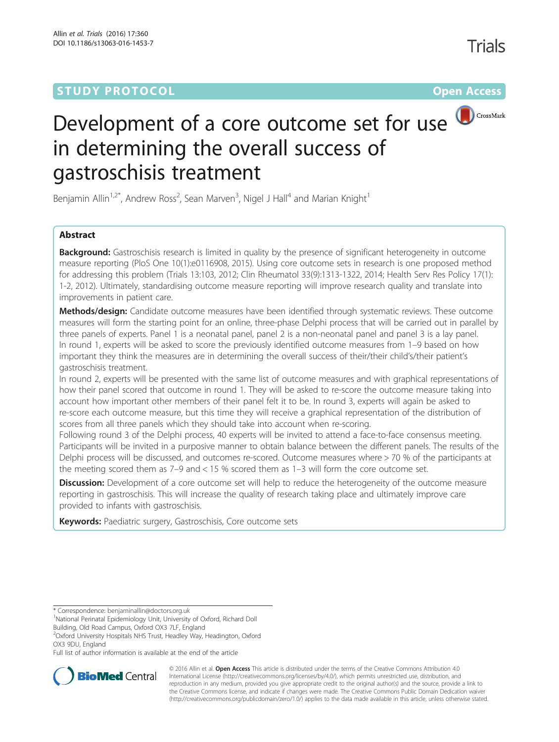STUDY PROTOCOL Open Access

# Development of a core outcome set for use in determining the overall success of gastroschisis treatment

Benjamin Allin[1,2*], Andrew Ross[2], Sean Marven[3], Nigel J Hall[4] and Marian Knight[1]

## Abstract

**Background:** Gastroschisis research is limited in quality by the presence of significant heterogeneity in outcome measure reporting (PloS One 10(1):e0116908, 2015). Using core outcome sets in research is one proposed method for addressing this problem (Trials 13:103, 2012; Clin Rheumatol 33(9):1313-1322, 2014; Health Serv Res Policy 17(1): 1-2, 2012). Ultimately, standardising outcome measure reporting will improve research quality and translate into improvements in patient care.

**Methods/design:** Candidate outcome measures have been identified through systematic reviews. These outcome measures will form the starting point for an online, three-phase Delphi process that will be carried out in parallel by three panels of experts. Panel 1 is a neonatal panel, panel 2 is a non-neonatal panel and panel 3 is a lay panel. In round 1, experts will be asked to score the previously identified outcome measures from 1–9 based on how important they think the measures are in determining the overall success of their/their child's/their patient's gastroschisis treatment.

In round 2, experts will be presented with the same list of outcome measures and with graphical representations of how their panel scored that outcome in round 1. They will be asked to re-score the outcome measure taking into account how important other members of their panel felt it to be. In round 3, experts will again be asked to re-score each outcome measure, but this time they will receive a graphical representation of the distribution of scores from all three panels which they should take into account when re-scoring.

Following round 3 of the Delphi process, 40 experts will be invited to attend a face-to-face consensus meeting. Participants will be invited in a purposive manner to obtain balance between the different panels. The results of the Delphi process will be discussed, and outcomes re-scored. Outcome measures where > 70 % of the participants at the meeting scored them as 7–9 and < 15 % scored them as 1–3 will form the core outcome set.

**Discussion:** Development of a core outcome set will help to reduce the heterogeneity of the outcome measure reporting in gastroschisis. This will increase the quality of research taking place and ultimately improve care provided to infants with gastroschisis.

**Keywords:** Paediatric surgery, Gastroschisis, Core outcome sets

---

\* Correspondence: benjaminallin@doctors.org.uk

[1]National Perinatal Epidemiology Unit, University of Oxford, Richard Doll Building, Old Road Campus, Oxford OX3 7LF, England

[2]Oxford University Hospitals NHS Trust, Headley Way, Headington, Oxford OX3 9DU, England

Full list of author information is available at the end of the article

© 2016 Allin et al. **Open Access** This article is distributed under the terms of the Creative Commons Attribution 4.0 International License (http://creativecommons.org/licenses/by/4.0/), which permits unrestricted use, distribution, and reproduction in any medium, provided you give appropriate credit to the original author(s) and the source, provide a link to the Creative Commons license, and indicate if changes were made. The Creative Commons Public Domain Dedication waiver (http://creativecommons.org/publicdomain/zero/1.0/) applies to the data made available in this article, unless otherwise stated.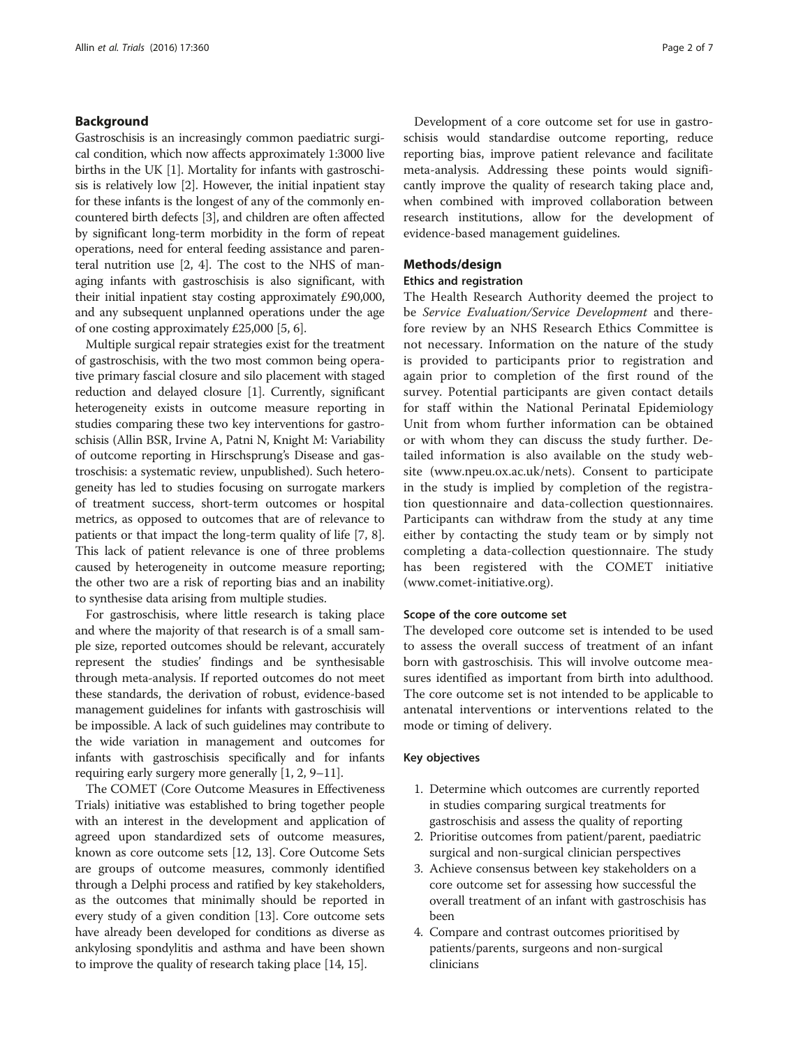## Background

Gastroschisis is an increasingly common paediatric surgical condition, which now affects approximately 1:3000 live births in the UK [1]. Mortality for infants with gastroschisis is relatively low [2]. However, the initial inpatient stay for these infants is the longest of any of the commonly encountered birth defects [3], and children are often affected by significant long-term morbidity in the form of repeat operations, need for enteral feeding assistance and parenteral nutrition use [2, 4]. The cost to the NHS of managing infants with gastroschisis is also significant, with their initial inpatient stay costing approximately £90,000, and any subsequent unplanned operations under the age of one costing approximately £25,000 [5, 6].

Multiple surgical repair strategies exist for the treatment of gastroschisis, with the two most common being operative primary fascial closure and silo placement with staged reduction and delayed closure [1]. Currently, significant heterogeneity exists in outcome measure reporting in studies comparing these two key interventions for gastroschisis (Allin BSR, Irvine A, Patni N, Knight M: Variability of outcome reporting in Hirschsprung's Disease and gastroschisis: a systematic review, unpublished). Such heterogeneity has led to studies focusing on surrogate markers of treatment success, short-term outcomes or hospital metrics, as opposed to outcomes that are of relevance to patients or that impact the long-term quality of life [7, 8]. This lack of patient relevance is one of three problems caused by heterogeneity in outcome measure reporting; the other two are a risk of reporting bias and an inability to synthesise data arising from multiple studies.

For gastroschisis, where little research is taking place and where the majority of that research is of a small sample size, reported outcomes should be relevant, accurately represent the studies' findings and be synthesisable through meta-analysis. If reported outcomes do not meet these standards, the derivation of robust, evidence-based management guidelines for infants with gastroschisis will be impossible. A lack of such guidelines may contribute to the wide variation in management and outcomes for infants with gastroschisis specifically and for infants requiring early surgery more generally [1, 2, 9–11].

The COMET (Core Outcome Measures in Effectiveness Trials) initiative was established to bring together people with an interest in the development and application of agreed upon standardized sets of outcome measures, known as core outcome sets [12, 13]. Core Outcome Sets are groups of outcome measures, commonly identified through a Delphi process and ratified by key stakeholders, as the outcomes that minimally should be reported in every study of a given condition [13]. Core outcome sets have already been developed for conditions as diverse as ankylosing spondylitis and asthma and have been shown to improve the quality of research taking place [14, 15].

Development of a core outcome set for use in gastroschisis would standardise outcome reporting, reduce reporting bias, improve patient relevance and facilitate meta-analysis. Addressing these points would significantly improve the quality of research taking place and, when combined with improved collaboration between research institutions, allow for the development of evidence-based management guidelines.

## Methods/design

### Ethics and registration

The Health Research Authority deemed the project to be *Service Evaluation/Service Development* and therefore review by an NHS Research Ethics Committee is not necessary. Information on the nature of the study is provided to participants prior to registration and again prior to completion of the first round of the survey. Potential participants are given contact details for staff within the National Perinatal Epidemiology Unit from whom further information can be obtained or with whom they can discuss the study further. Detailed information is also available on the study website (www.npeu.ox.ac.uk/nets). Consent to participate in the study is implied by completion of the registration questionnaire and data-collection questionnaires. Participants can withdraw from the study at any time either by contacting the study team or by simply not completing a data-collection questionnaire. The study has been registered with the COMET initiative (www.comet-initiative.org).

### Scope of the core outcome set

The developed core outcome set is intended to be used to assess the overall success of treatment of an infant born with gastroschisis. This will involve outcome measures identified as important from birth into adulthood. The core outcome set is not intended to be applicable to antenatal interventions or interventions related to the mode or timing of delivery.

### Key objectives

1. Determine which outcomes are currently reported in studies comparing surgical treatments for gastroschisis and assess the quality of reporting
2. Prioritise outcomes from patient/parent, paediatric surgical and non-surgical clinician perspectives
3. Achieve consensus between key stakeholders on a core outcome set for assessing how successful the overall treatment of an infant with gastroschisis has been
4. Compare and contrast outcomes prioritised by patients/parents, surgeons and non-surgical clinicians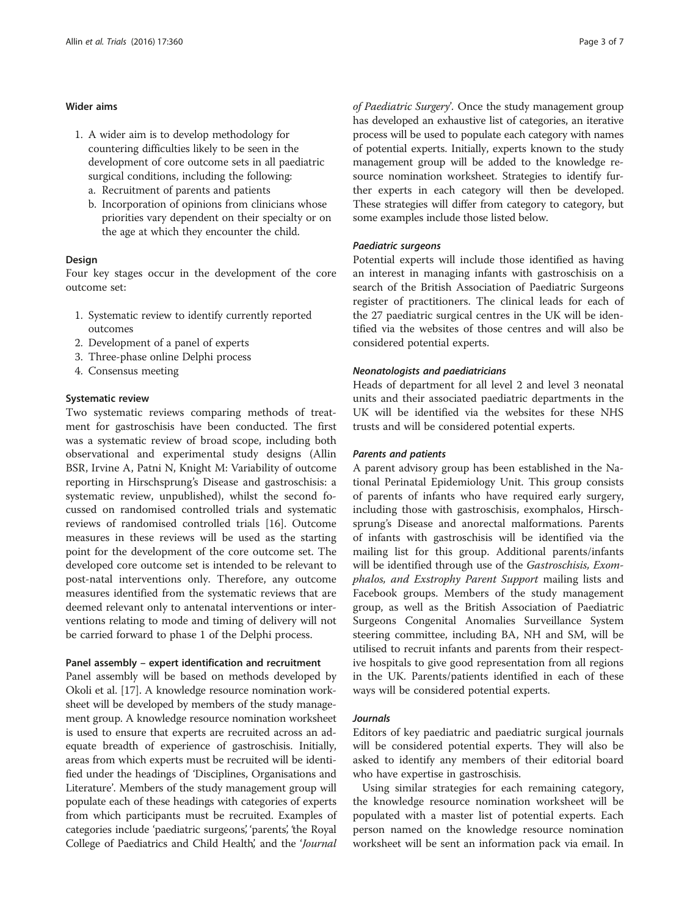### Wider aims

1. A wider aim is to develop methodology for countering difficulties likely to be seen in the development of core outcome sets in all paediatric surgical conditions, including the following:
   a. Recruitment of parents and patients
   b. Incorporation of opinions from clinicians whose priorities vary dependent on their specialty or on the age at which they encounter the child.

### Design

Four key stages occur in the development of the core outcome set:

1. Systematic review to identify currently reported outcomes
2. Development of a panel of experts
3. Three-phase online Delphi process
4. Consensus meeting

### Systematic review

Two systematic reviews comparing methods of treatment for gastroschisis have been conducted. The first was a systematic review of broad scope, including both observational and experimental study designs (Allin BSR, Irvine A, Patni N, Knight M: Variability of outcome reporting in Hirschsprung's Disease and gastroschisis: a systematic review, unpublished), whilst the second focussed on randomised controlled trials and systematic reviews of randomised controlled trials [16]. Outcome measures in these reviews will be used as the starting point for the development of the core outcome set. The developed core outcome set is intended to be relevant to post-natal interventions only. Therefore, any outcome measures identified from the systematic reviews that are deemed relevant only to antenatal interventions or interventions relating to mode and timing of delivery will not be carried forward to phase 1 of the Delphi process.

#### Panel assembly – expert identification and recruitment

Panel assembly will be based on methods developed by Okoli et al. [17]. A knowledge resource nomination worksheet will be developed by members of the study management group. A knowledge resource nomination worksheet is used to ensure that experts are recruited across an adequate breadth of experience of gastroschisis. Initially, areas from which experts must be recruited will be identified under the headings of 'Disciplines, Organisations and Literature'. Members of the study management group will populate each of these headings with categories of experts from which participants must be recruited. Examples of categories include 'paediatric surgeons', 'parents', 'the Royal College of Paediatrics and Child Health', and the '*Journal of Paediatric Surgery*'. Once the study management group has developed an exhaustive list of categories, an iterative process will be used to populate each category with names of potential experts. Initially, experts known to the study management group will be added to the knowledge resource nomination worksheet. Strategies to identify further experts in each category will then be developed. These strategies will differ from category to category, but some examples include those listed below.

##### *Paediatric surgeons*

Potential experts will include those identified as having an interest in managing infants with gastroschisis on a search of the British Association of Paediatric Surgeons register of practitioners. The clinical leads for each of the 27 paediatric surgical centres in the UK will be identified via the websites of those centres and will also be considered potential experts.

##### *Neonatologists and paediatricians*

Heads of department for all level 2 and level 3 neonatal units and their associated paediatric departments in the UK will be identified via the websites for these NHS trusts and will be considered potential experts.

##### *Parents and patients*

A parent advisory group has been established in the National Perinatal Epidemiology Unit. This group consists of parents of infants who have required early surgery, including those with gastroschisis, exomphalos, Hirschsprung's Disease and anorectal malformations. Parents of infants with gastroschisis will be identified via the mailing list for this group. Additional parents/infants will be identified through use of the *Gastroschisis, Exomphalos, and Exstrophy Parent Support* mailing lists and Facebook groups. Members of the study management group, as well as the British Association of Paediatric Surgeons Congenital Anomalies Surveillance System steering committee, including BA, NH and SM, will be utilised to recruit infants and parents from their respective hospitals to give good representation from all regions in the UK. Parents/patients identified in each of these ways will be considered potential experts.

##### *Journals*

Editors of key paediatric and paediatric surgical journals will be considered potential experts. They will also be asked to identify any members of their editorial board who have expertise in gastroschisis.

Using similar strategies for each remaining category, the knowledge resource nomination worksheet will be populated with a master list of potential experts. Each person named on the knowledge resource nomination worksheet will be sent an information pack via email. In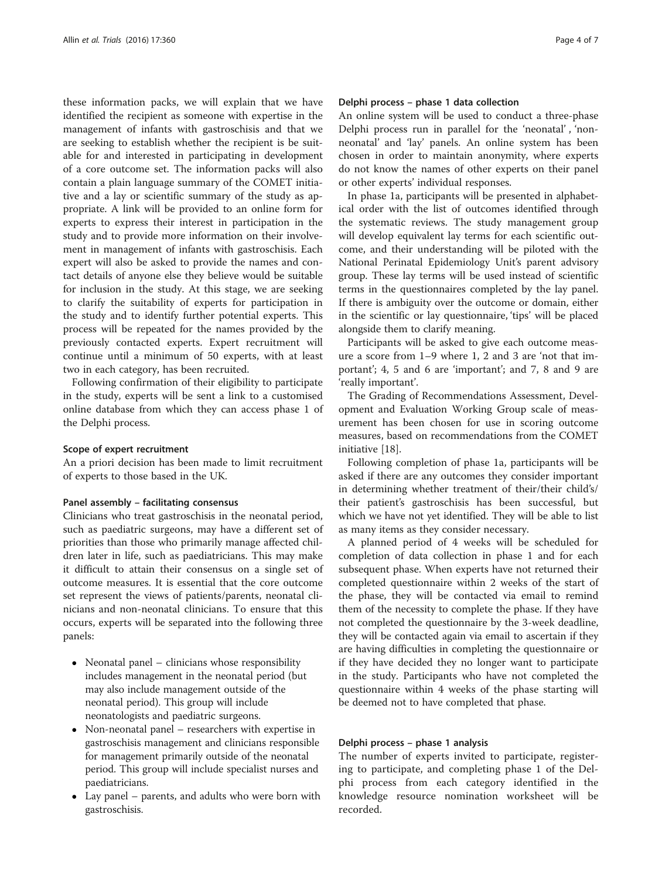these information packs, we will explain that we have identified the recipient as someone with expertise in the management of infants with gastroschisis and that we are seeking to establish whether the recipient is be suitable for and interested in participating in development of a core outcome set. The information packs will also contain a plain language summary of the COMET initiative and a lay or scientific summary of the study as appropriate. A link will be provided to an online form for experts to express their interest in participation in the study and to provide more information on their involvement in management of infants with gastroschisis. Each expert will also be asked to provide the names and contact details of anyone else they believe would be suitable for inclusion in the study. At this stage, we are seeking to clarify the suitability of experts for participation in the study and to identify further potential experts. This process will be repeated for the names provided by the previously contacted experts. Expert recruitment will continue until a minimum of 50 experts, with at least two in each category, has been recruited.

Following confirmation of their eligibility to participate in the study, experts will be sent a link to a customised online database from which they can access phase 1 of the Delphi process.

#### Scope of expert recruitment

An a priori decision has been made to limit recruitment of experts to those based in the UK.

#### Panel assembly – facilitating consensus

Clinicians who treat gastroschisis in the neonatal period, such as paediatric surgeons, may have a different set of priorities than those who primarily manage affected children later in life, such as paediatricians. This may make it difficult to attain their consensus on a single set of outcome measures. It is essential that the core outcome set represent the views of patients/parents, neonatal clinicians and non-neonatal clinicians. To ensure that this occurs, experts will be separated into the following three panels:

- Neonatal panel – clinicians whose responsibility includes management in the neonatal period (but may also include management outside of the neonatal period). This group will include neonatologists and paediatric surgeons.
- Non-neonatal panel – researchers with expertise in gastroschisis management and clinicians responsible for management primarily outside of the neonatal period. This group will include specialist nurses and paediatricians.
- Lay panel – parents, and adults who were born with gastroschisis.

#### Delphi process – phase 1 data collection

An online system will be used to conduct a three-phase Delphi process run in parallel for the 'neonatal', 'non-neonatal' and 'lay' panels. An online system has been chosen in order to maintain anonymity, where experts do not know the names of other experts on their panel or other experts' individual responses.

In phase 1a, participants will be presented in alphabetical order with the list of outcomes identified through the systematic reviews. The study management group will develop equivalent lay terms for each scientific outcome, and their understanding will be piloted with the National Perinatal Epidemiology Unit's parent advisory group. These lay terms will be used instead of scientific terms in the questionnaires completed by the lay panel. If there is ambiguity over the outcome or domain, either in the scientific or lay questionnaire, 'tips' will be placed alongside them to clarify meaning.

Participants will be asked to give each outcome measure a score from 1–9 where 1, 2 and 3 are 'not that important'; 4, 5 and 6 are 'important'; and 7, 8 and 9 are 'really important'.

The Grading of Recommendations Assessment, Development and Evaluation Working Group scale of measurement has been chosen for use in scoring outcome measures, based on recommendations from the COMET initiative [18].

Following completion of phase 1a, participants will be asked if there are any outcomes they consider important in determining whether treatment of their/their child's/their patient's gastroschisis has been successful, but which we have not yet identified. They will be able to list as many items as they consider necessary.

A planned period of 4 weeks will be scheduled for completion of data collection in phase 1 and for each subsequent phase. When experts have not returned their completed questionnaire within 2 weeks of the start of the phase, they will be contacted via email to remind them of the necessity to complete the phase. If they have not completed the questionnaire by the 3-week deadline, they will be contacted again via email to ascertain if they are having difficulties in completing the questionnaire or if they have decided they no longer want to participate in the study. Participants who have not completed the questionnaire within 4 weeks of the phase starting will be deemed not to have completed that phase.

#### Delphi process – phase 1 analysis

The number of experts invited to participate, registering to participate, and completing phase 1 of the Delphi process from each category identified in the knowledge resource nomination worksheet will be recorded.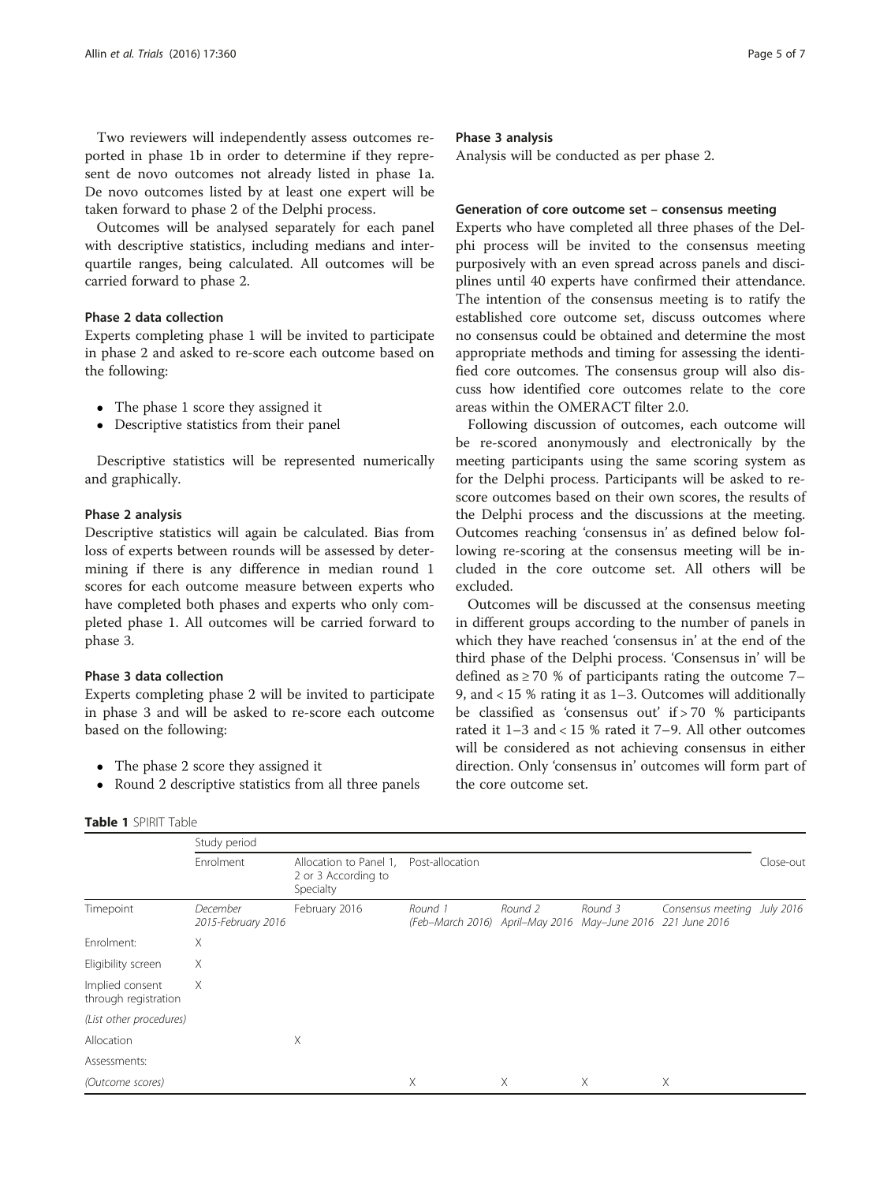Two reviewers will independently assess outcomes reported in phase 1b in order to determine if they represent de novo outcomes not already listed in phase 1a. De novo outcomes listed by at least one expert will be taken forward to phase 2 of the Delphi process.

Outcomes will be analysed separately for each panel with descriptive statistics, including medians and interquartile ranges, being calculated. All outcomes will be carried forward to phase 2.

#### Phase 2 data collection

Experts completing phase 1 will be invited to participate in phase 2 and asked to re-score each outcome based on the following:

- The phase 1 score they assigned it
- Descriptive statistics from their panel

Descriptive statistics will be represented numerically and graphically.

#### Phase 2 analysis

Descriptive statistics will again be calculated. Bias from loss of experts between rounds will be assessed by determining if there is any difference in median round 1 scores for each outcome measure between experts who have completed both phases and experts who only completed phase 1. All outcomes will be carried forward to phase 3.

#### Phase 3 data collection

Experts completing phase 2 will be invited to participate in phase 3 and will be asked to re-score each outcome based on the following:

- The phase 2 score they assigned it
- Round 2 descriptive statistics from all three panels

#### Phase 3 analysis

Analysis will be conducted as per phase 2.

### Generation of core outcome set – consensus meeting

Experts who have completed all three phases of the Delphi process will be invited to the consensus meeting purposively with an even spread across panels and disciplines until 40 experts have confirmed their attendance. The intention of the consensus meeting is to ratify the established core outcome set, discuss outcomes where no consensus could be obtained and determine the most appropriate methods and timing for assessing the identified core outcomes. The consensus group will also discuss how identified core outcomes relate to the core areas within the OMERACT filter 2.0.

Following discussion of outcomes, each outcome will be re-scored anonymously and electronically by the meeting participants using the same scoring system as for the Delphi process. Participants will be asked to re-score outcomes based on their own scores, the results of the Delphi process and the discussions at the meeting. Outcomes reaching 'consensus in' as defined below following re-scoring at the consensus meeting will be included in the core outcome set. All others will be excluded.

Outcomes will be discussed at the consensus meeting in different groups according to the number of panels in which they have reached 'consensus in' at the end of the third phase of the Delphi process. 'Consensus in' will be defined as ≥ 70 % of participants rating the outcome 7–9, and < 15 % rating it as 1–3. Outcomes will additionally be classified as 'consensus out' if > 70 % participants rated it 1–3 and < 15 % rated it 7–9. All other outcomes will be considered as not achieving consensus in either direction. Only 'consensus in' outcomes will form part of the core outcome set.

**Table 1** SPIRIT Table

| | Study period | | | | | | |
|---|---|---|---|---|---|---|---|
| | Enrolment | Allocation to Panel 1, 2 or 3 According to Specialty | Post-allocation | | | | Close-out |
| Timepoint | *December 2015-February 2016* | February 2016 | *Round 1 (Feb–March 2016)* | *Round 2 April–May 2016* | *Round 3 May–June 2016* | *Consensus meeting 21 June 2016* | *July 2016* |
| Enrolment: | X | | | | | | |
| Eligibility screen | X | | | | | | |
| Implied consent through registration | X | | | | | | |
| *(List other procedures)* | | | | | | | |
| Allocation | | X | | | | | |
| Assessments: | | | | | | | |
| *(Outcome scores)* | | | X | X | X | X | |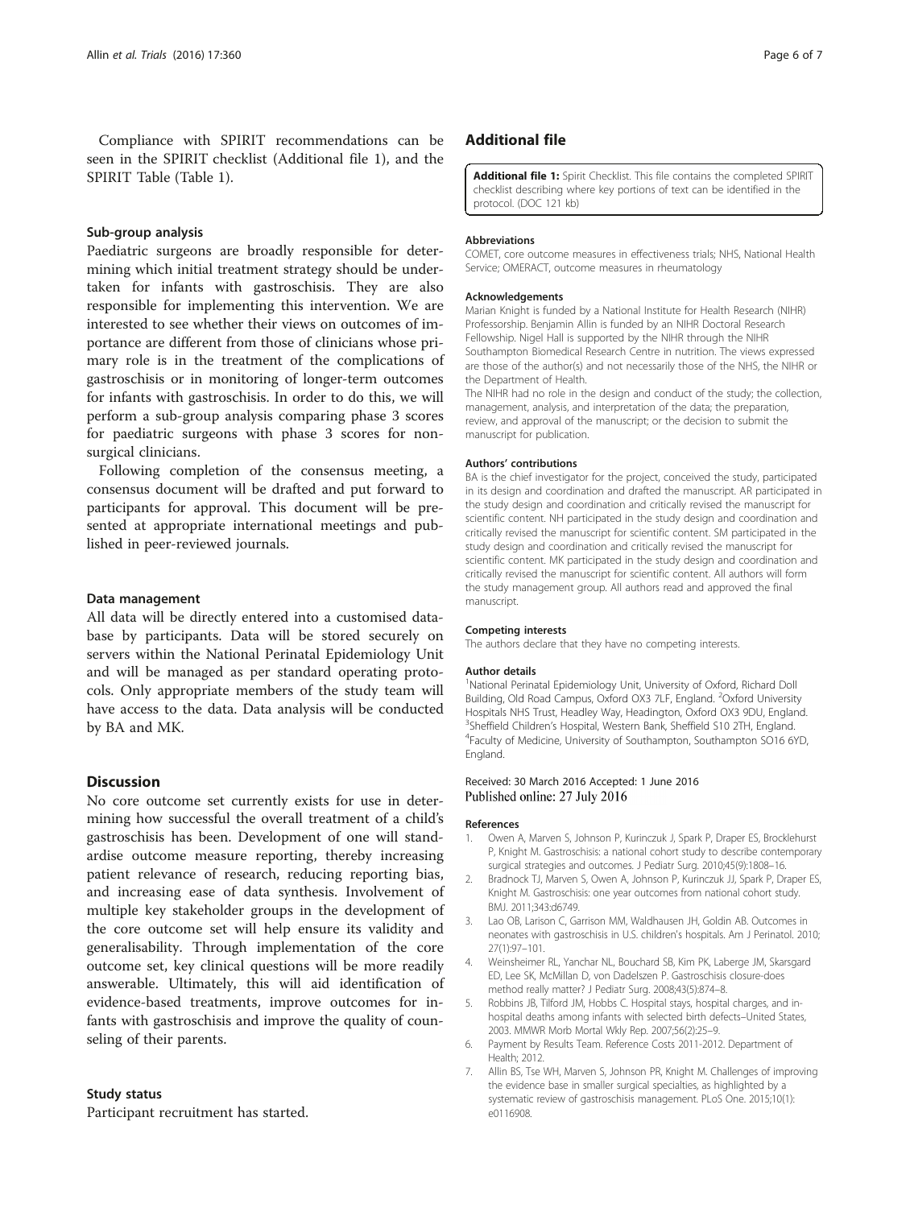Compliance with SPIRIT recommendations can be seen in the SPIRIT checklist (Additional file 1), and the SPIRIT Table (Table 1).

### Sub-group analysis

Paediatric surgeons are broadly responsible for determining which initial treatment strategy should be undertaken for infants with gastroschisis. They are also responsible for implementing this intervention. We are interested to see whether their views on outcomes of importance are different from those of clinicians whose primary role is in the treatment of the complications of gastroschisis or in monitoring of longer-term outcomes for infants with gastroschisis. In order to do this, we will perform a sub-group analysis comparing phase 3 scores for paediatric surgeons with phase 3 scores for nonsurgical clinicians.

Following completion of the consensus meeting, a consensus document will be drafted and put forward to participants for approval. This document will be presented at appropriate international meetings and published in peer-reviewed journals.

### Data management

All data will be directly entered into a customised database by participants. Data will be stored securely on servers within the National Perinatal Epidemiology Unit and will be managed as per standard operating protocols. Only appropriate members of the study team will have access to the data. Data analysis will be conducted by BA and MK.

## Discussion

No core outcome set currently exists for use in determining how successful the overall treatment of a child's gastroschisis has been. Development of one will standardise outcome measure reporting, thereby increasing patient relevance of research, reducing reporting bias, and increasing ease of data synthesis. Involvement of multiple key stakeholder groups in the development of the core outcome set will help ensure its validity and generalisability. Through implementation of the core outcome set, key clinical questions will be more readily answerable. Ultimately, this will aid identification of evidence-based treatments, improve outcomes for infants with gastroschisis and improve the quality of counseling of their parents.

### Study status

Participant recruitment has started.

## Additional file

**Additional file 1:** Spirit Checklist. This file contains the completed SPIRIT checklist describing where key portions of text can be identified in the protocol. (DOC 121 kb)

#### Abbreviations

COMET, core outcome measures in effectiveness trials; NHS, National Health Service; OMERACT, outcome measures in rheumatology

#### Acknowledgements

Marian Knight is funded by a National Institute for Health Research (NIHR) Professorship. Benjamin Allin is funded by an NIHR Doctoral Research Fellowship. Nigel Hall is supported by the NIHR through the NIHR Southampton Biomedical Research Centre in nutrition. The views expressed are those of the author(s) and not necessarily those of the NHS, the NIHR or the Department of Health.

The NIHR had no role in the design and conduct of the study; the collection, management, analysis, and interpretation of the data; the preparation, review, and approval of the manuscript; or the decision to submit the manuscript for publication.

#### Authors' contributions

BA is the chief investigator for the project, conceived the study, participated in its design and coordination and drafted the manuscript. AR participated in the study design and coordination and critically revised the manuscript for scientific content. NH participated in the study design and coordination and critically revised the manuscript for scientific content. SM participated in the study design and coordination and critically revised the manuscript for scientific content. MK participated in the study design and coordination and critically revised the manuscript for scientific content. All authors will form the study management group. All authors read and approved the final manuscript.

#### Competing interests

The authors declare that they have no competing interests.

#### Author details

[1]National Perinatal Epidemiology Unit, University of Oxford, Richard Doll Building, Old Road Campus, Oxford OX3 7LF, England. [2]Oxford University Hospitals NHS Trust, Headley Way, Headington, Oxford OX3 9DU, England. [3]Sheffield Children's Hospital, Western Bank, Sheffield S10 2TH, England. [4]Faculty of Medicine, University of Southampton, Southampton SO16 6YD, England.

Received: 30 March 2016 Accepted: 1 June 2016
Published online: 27 July 2016

#### References

1. Owen A, Marven S, Johnson P, Kurinczuk J, Spark P, Draper ES, Brocklehurst P, Knight M. Gastroschisis: a national cohort study to describe contemporary surgical strategies and outcomes. J Pediatr Surg. 2010;45(9):1808–16.
2. Bradnock TJ, Marven S, Owen A, Johnson P, Kurinczuk JJ, Spark P, Draper ES, Knight M. Gastroschisis: one year outcomes from national cohort study. BMJ. 2011;343:d6749.
3. Lao OB, Larison C, Garrison MM, Waldhausen JH, Goldin AB. Outcomes in neonates with gastroschisis in U.S. children's hospitals. Am J Perinatol. 2010; 27(1):97–101.
4. Weinsheimer RL, Yanchar NL, Bouchard SB, Kim PK, Laberge JM, Skarsgard ED, Lee SK, McMillan D, von Dadelszen P. Gastroschisis closure-does method really matter? J Pediatr Surg. 2008;43(5):874–8.
5. Robbins JB, Tilford JM, Hobbs C. Hospital stays, hospital charges, and in-hospital deaths among infants with selected birth defects–United States, 2003. MMWR Morb Mortal Wkly Rep. 2007;56(2):25–9.
6. Payment by Results Team. Reference Costs 2011-2012. Department of Health; 2012.
7. Allin BS, Tse WH, Marven S, Johnson PR, Knight M. Challenges of improving the evidence base in smaller surgical specialties, as highlighted by a systematic review of gastroschisis management. PLoS One. 2015;10(1): e0116908.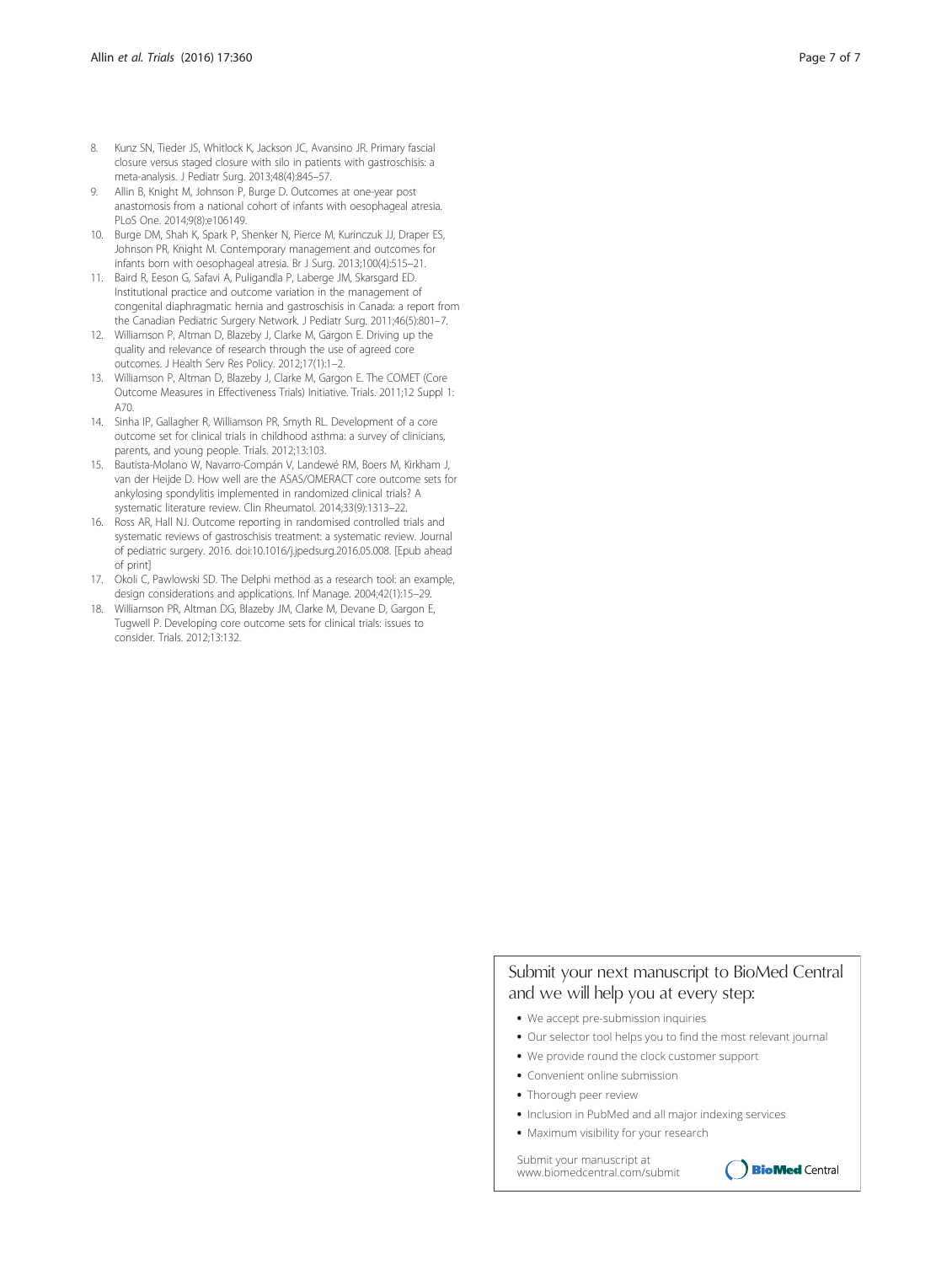8. Kunz SN, Tieder JS, Whitlock K, Jackson JC, Avansino JR. Primary fascial closure versus staged closure with silo in patients with gastroschisis: a meta-analysis. J Pediatr Surg. 2013;48(4):845–57.
9. Allin B, Knight M, Johnson P, Burge D. Outcomes at one-year post anastomosis from a national cohort of infants with oesophageal atresia. PLoS One. 2014;9(8):e106149.
10. Burge DM, Shah K, Spark P, Shenker N, Pierce M, Kurinczuk JJ, Draper ES, Johnson PR, Knight M. Contemporary management and outcomes for infants born with oesophageal atresia. Br J Surg. 2013;100(4):515–21.
11. Baird R, Eeson G, Safavi A, Puligandla P, Laberge JM, Skarsgard ED. Institutional practice and outcome variation in the management of congenital diaphragmatic hernia and gastroschisis in Canada: a report from the Canadian Pediatric Surgery Network. J Pediatr Surg. 2011;46(5):801–7.
12. Williamson P, Altman D, Blazeby J, Clarke M, Gargon E. Driving up the quality and relevance of research through the use of agreed core outcomes. J Health Serv Res Policy. 2012;17(1):1–2.
13. Williamson P, Altman D, Blazeby J, Clarke M, Gargon E. The COMET (Core Outcome Measures in Effectiveness Trials) Initiative. Trials. 2011;12 Suppl 1: A70.
14. Sinha IP, Gallagher R, Williamson PR, Smyth RL. Development of a core outcome set for clinical trials in childhood asthma: a survey of clinicians, parents, and young people. Trials. 2012;13:103.
15. Bautista-Molano W, Navarro-Compán V, Landewé RM, Boers M, Kirkham J, van der Heijde D. How well are the ASAS/OMERACT core outcome sets for ankylosing spondylitis implemented in randomized clinical trials? A systematic literature review. Clin Rheumatol. 2014;33(9):1313–22.
16. Ross AR, Hall NJ. Outcome reporting in randomised controlled trials and systematic reviews of gastroschisis treatment: a systematic review. Journal of pediatric surgery. 2016. doi:10.1016/j.jpedsurg.2016.05.008. [Epub ahead of print]
17. Okoli C, Pawlowski SD. The Delphi method as a research tool: an example, design considerations and applications. Inf Manage. 2004;42(1):15–29.
18. Williamson PR, Altman DG, Blazeby JM, Clarke M, Devane D, Gargon E, Tugwell P. Developing core outcome sets for clinical trials: issues to consider. Trials. 2012;13:132.

Submit your next manuscript to BioMed Central and we will help you at every step:

- We accept pre-submission inquiries
- Our selector tool helps you to find the most relevant journal
- We provide round the clock customer support
- Convenient online submission
- Thorough peer review
- Inclusion in PubMed and all major indexing services
- Maximum visibility for your research

Submit your manuscript at www.biomedcentral.com/submit

BioMed Central